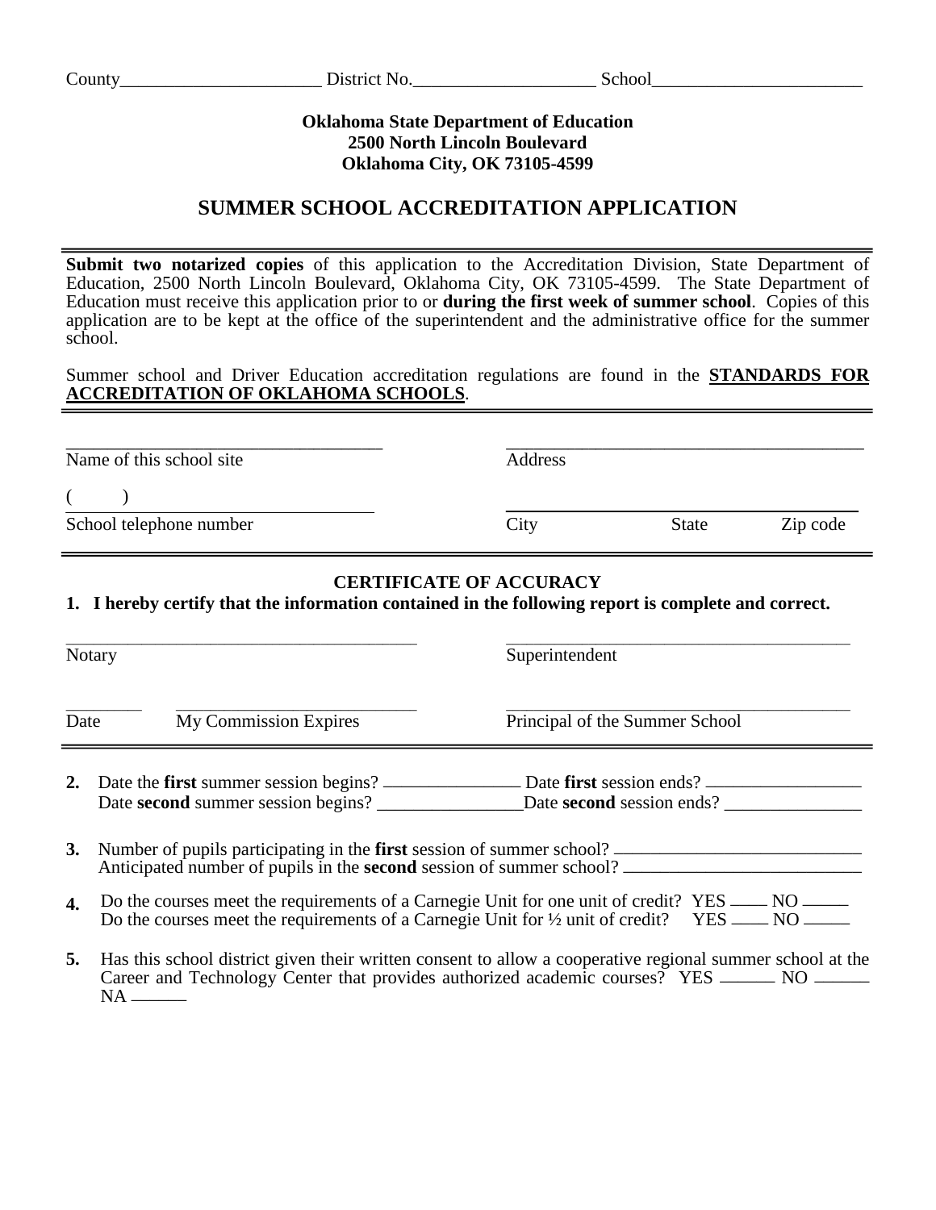County______________________ District No.____________________ School________________________

**Oklahoma State Department of Education**
**2500 North Lincoln Boulevard**
**Oklahoma City, OK 73105-4599**

# SUMMER SCHOOL ACCREDITATION APPLICATION

**Submit two notarized copies** of this application to the Accreditation Division, State Department of Education, 2500 North Lincoln Boulevard, Oklahoma City, OK 73105-4599. The State Department of Education must receive this application prior to or **during the first week of summer school**. Copies of this application are to be kept at the office of the superintendent and the administrative office for the summer school.

Summer school and Driver Education accreditation regulations are found in the **STANDARDS FOR ACCREDITATION OF OKLAHOMA SCHOOLS**.

___________________________________ ________________________________________
Name of this school site Address

( ) _______________________________ ________________________________________
School telephone number City State Zip code

## CERTIFICATE OF ACCURACY

**1. I hereby certify that the information contained in the following report is complete and correct.**

_______________________________________ _______________________________________
Notary Superintendent

________ ___________________________ _______________________________________
Date My Commission Expires Principal of the Summer School

**2.** Date the **first** summer session begins? ________________ Date **first** session ends? __________________
Date **second** summer session begins? ________________ Date **second** session ends? _______________

**3.** Number of pupils participating in the **first** session of summer school? ____________________________
Anticipated number of pupils in the **second** session of summer school? ___________________________

**4.** Do the courses meet the requirements of a Carnegie Unit for one unit of credit? YES ____ NO _____
Do the courses meet the requirements of a Carnegie Unit for ½ unit of credit? YES ____ NO _____

**5.** Has this school district given their written consent to allow a cooperative regional summer school at the Career and Technology Center that provides authorized academic courses? YES ______ NO ______ NA ______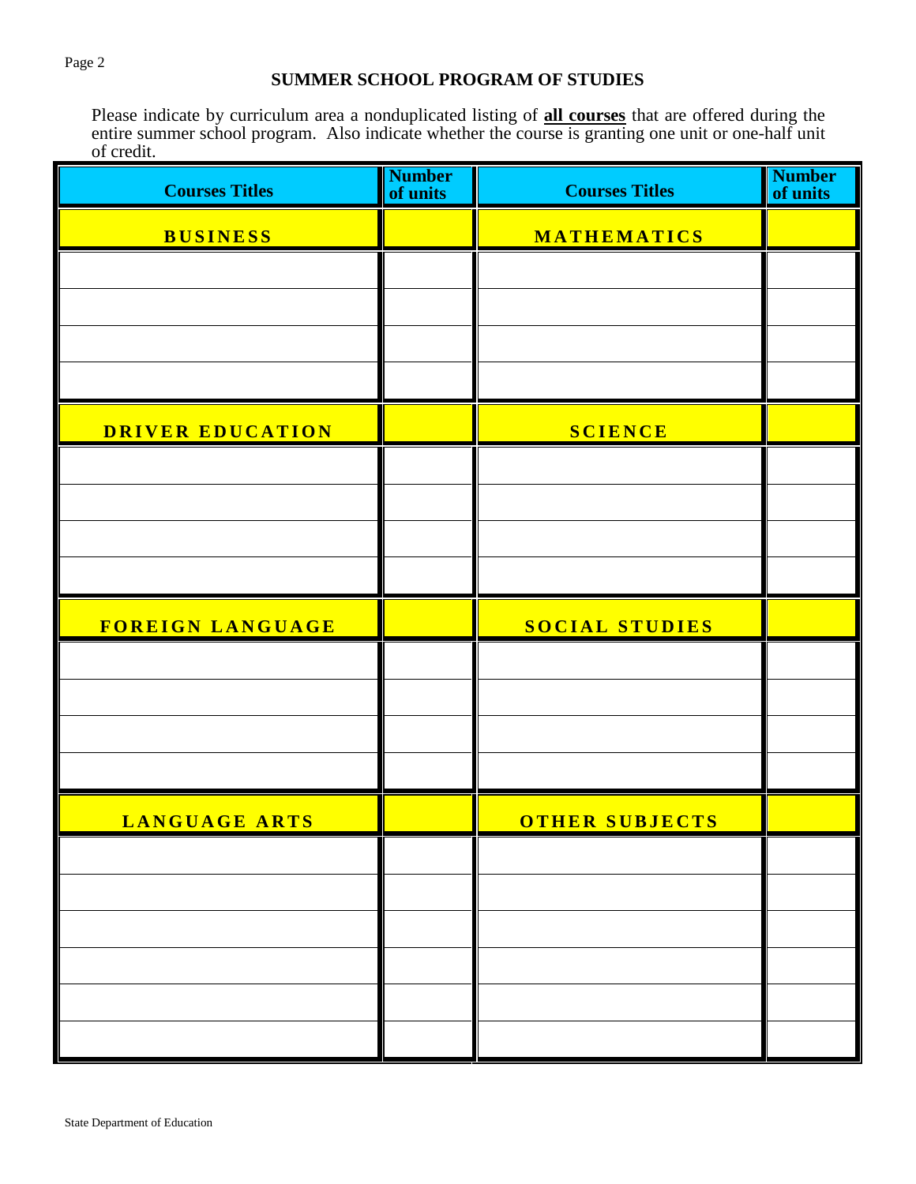## SUMMER SCHOOL PROGRAM OF STUDIES

Please indicate by curriculum area a nonduplicated listing of **all courses** that are offered during the entire summer school program. Also indicate whether the course is granting one unit or one-half unit of credit.

| Courses Titles | Number of units | Courses Titles | Number of units |
|---|---|---|---|
| **BUSINESS** | | **MATHEMATICS** | |
| | | | |
| | | | |
| | | | |
| | | | |
| **DRIVER EDUCATION** | | **SCIENCE** | |
| | | | |
| | | | |
| | | | |
| | | | |
| **FOREIGN LANGUAGE** | | **SOCIAL STUDIES** | |
| | | | |
| | | | |
| | | | |
| | | | |
| **LANGUAGE ARTS** | | **OTHER SUBJECTS** | |
| | | | |
| | | | |
| | | | |
| | | | |
| | | | |
| | | | |

State Department of Education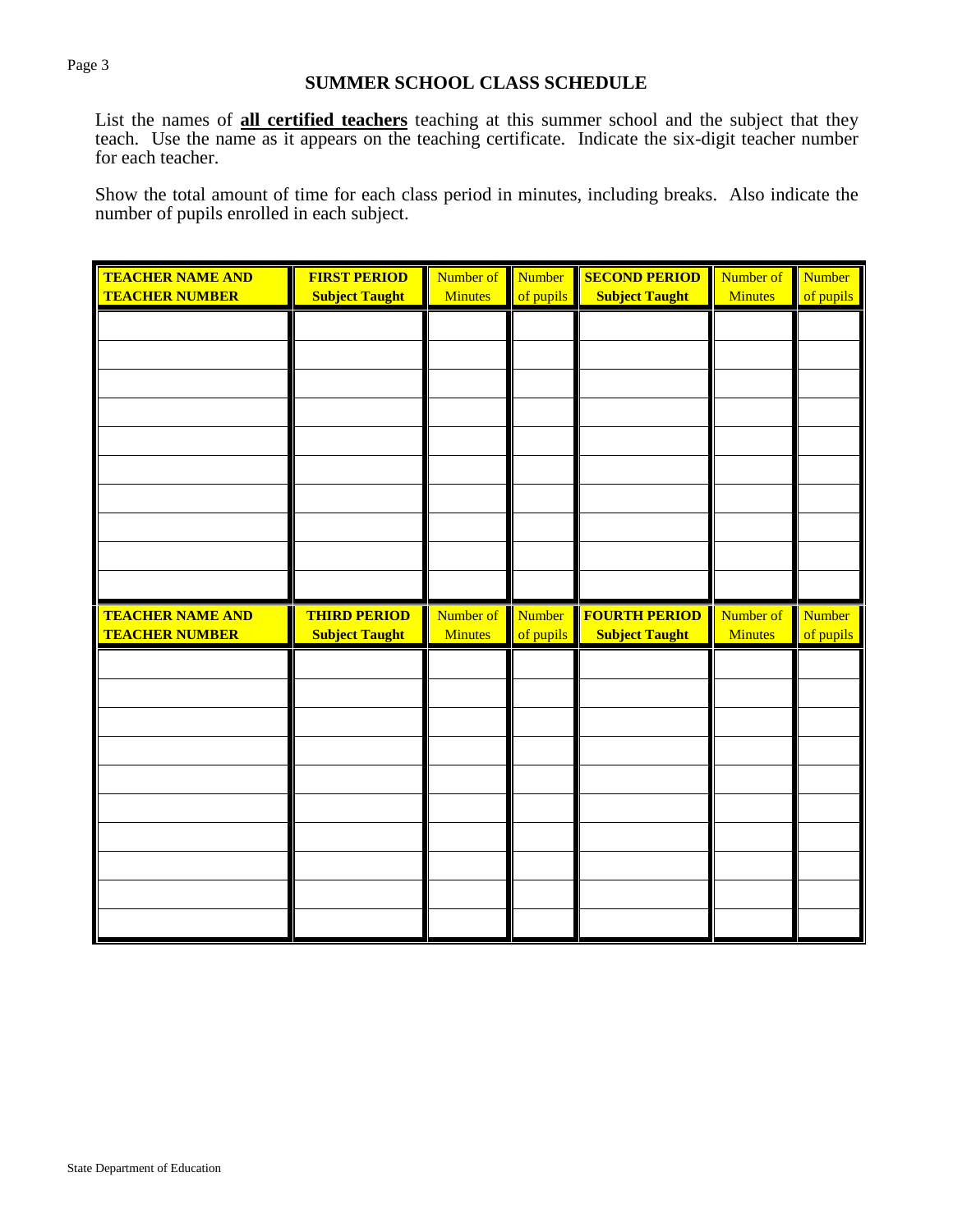## SUMMER SCHOOL CLASS SCHEDULE

List the names of **all certified teachers** teaching at this summer school and the subject that they teach. Use the name as it appears on the teaching certificate. Indicate the six-digit teacher number for each teacher.

Show the total amount of time for each class period in minutes, including breaks. Also indicate the number of pupils enrolled in each subject.

| **TEACHER NAME AND TEACHER NUMBER** | **FIRST PERIOD Subject Taught** | Number of Minutes | Number of pupils | **SECOND PERIOD Subject Taught** | Number of Minutes | Number of pupils |
|---|---|---|---|---|---|---|
| | | | | | | |
| | | | | | | |
| | | | | | | |
| | | | | | | |
| | | | | | | |
| | | | | | | |
| | | | | | | |
| | | | | | | |
| | | | | | | |
| | | | | | | |
| **TEACHER NAME AND TEACHER NUMBER** | **THIRD PERIOD Subject Taught** | Number of Minutes | Number of pupils | **FOURTH PERIOD Subject Taught** | Number of Minutes | Number of pupils |
| | | | | | | |
| | | | | | | |
| | | | | | | |
| | | | | | | |
| | | | | | | |
| | | | | | | |
| | | | | | | |
| | | | | | | |
| | | | | | | |
| | | | | | | |